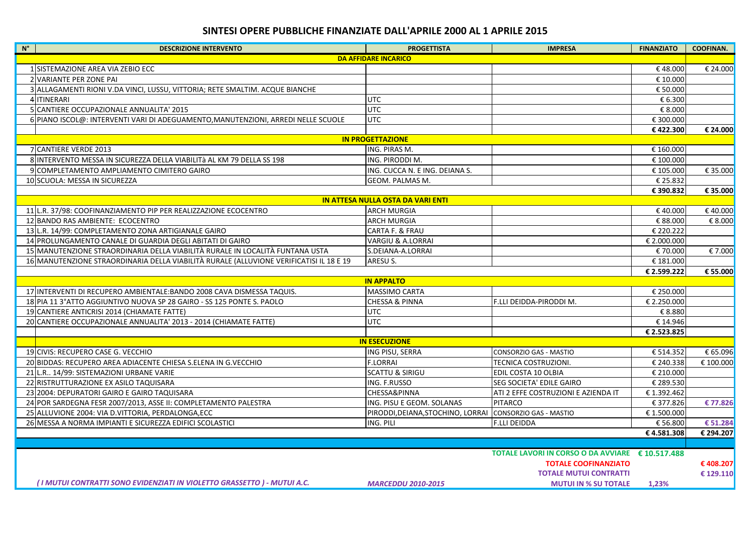# SINTESI OPERE PUBBLICHE FINANZIATE DALL'APRILE 2000 AL 1 APRILE 2015

| N° | DESCRIZIONE INTERVENTO | PROGETTISTA | IMPRESA | FINANZIATO | COOFINAN. |
|---|---|---|---|---|---|
| | **DA AFFIDARE INCARICO** | | | | |
| 1 | SISTEMAZIONE AREA VIA ZEBIO ECC | | | € 48.000 | € 24.000 |
| 2 | VARIANTE PER ZONE PAI | | | € 10.000 | |
| 3 | ALLAGAMENTI RIONI V.DA VINCI, LUSSU, VITTORIA; RETE SMALTIM. ACQUE BIANCHE | | | € 50.000 | |
| 4 | ITINERARI | UTC | | € 6.300 | |
| 5 | CANTIERE OCCUPAZIONALE ANNUALITA' 2015 | UTC | | € 8.000 | |
| 6 | PIANO ISCOL@: INTERVENTI VARI DI ADEGUAMENTO,MANUTENZIONI, ARREDI NELLE SCUOLE | UTC | | € 300.000 | |
| | | | | **€ 422.300** | **€ 24.000** |
| | **IN PROGETTAZIONE** | | | | |
| 7 | CANTIERE VERDE 2013 | ING. PIRAS M. | | € 160.000 | |
| 8 | INTERVENTO MESSA IN SICUREZZA DELLA VIABILITà AL KM 79 DELLA SS 198 | ING. PIRODDI M. | | € 100.000 | |
| 9 | COMPLETAMENTO AMPLIAMENTO CIMITERO GAIRO | ING. CUCCA N. E ING. DEIANA S. | | € 105.000 | € 35.000 |
| 10 | SCUOLA: MESSA IN SICUREZZA | GEOM. PALMAS M. | | € 25.832 | |
| | | | | **€ 390.832** | **€ 35.000** |
| | **IN ATTESA NULLA OSTA DA VARI ENTI** | | | | |
| 11 | L.R. 37/98: COOFINANZIAMENTO PIP PER REALIZZAZIONE ECOCENTRO | ARCH MURGIA | | € 40.000 | € 40.000 |
| 12 | BANDO RAS AMBIENTE: ECOCENTRO | ARCH MURGIA | | € 88.000 | € 8.000 |
| 13 | L.R. 14/99: COMPLETAMENTO ZONA ARTIGIANALE GAIRO | CARTA F. & FRAU | | € 220.222 | |
| 14 | PROLUNGAMENTO CANALE DI GUARDIA DEGLI ABITATI DI GAIRO | VARGIU & A.LORRAI | | € 2.000.000 | |
| 15 | MANUTENZIONE STRAORDINARIA DELLA VIABILITÀ RURALE IN LOCALITÀ FUNTANA USTA | S.DEIANA-A.LORRAI | | € 70.000 | € 7.000 |
| 16 | MANUTENZIONE STRAORDINARIA DELLA VIABILITÀ RURALE (ALLUVIONE VERIFICATISI IL 18 E 19 | ARESU S. | | € 181.000 | |
| | | | | **€ 2.599.222** | **€ 55.000** |
| | **IN APPALTO** | | | | |
| 17 | INTERVENTI DI RECUPERO AMBIENTALE:BANDO 2008 CAVA DISMESSA TAQUIS. | MASSIMO CARTA | | € 250.000 | |
| 18 | PIA 11 3°ATTO AGGIUNTIVO NUOVA SP 28 GAIRO - SS 125 PONTE S. PAOLO | CHESSA & PINNA | F.LLI DEIDDA-PIRODDI M. | € 2.250.000 | |
| 19 | CANTIERE ANTICRISI 2014 (CHIAMATE FATTE) | UTC | | € 8.880 | |
| 20 | CANTIERE OCCUPAZIONALE ANNUALITA' 2013 - 2014 (CHIAMATE FATTE) | UTC | | € 14.946 | |
| | | | | **€ 2.523.825** | |
| | **IN ESECUZIONE** | | | | |
| 19 | CIVIS: RECUPERO CASE G. VECCHIO | ING PISU, SERRA | CONSORZIO GAS - MASTIO | € 514.352 | € 65.096 |
| 20 | BIDDAS: RECUPERO AREA ADIACENTE CHIESA S.ELENA IN G.VECCHIO | F.LORRAI | TECNICA COSTRUZIONI. | € 240.338 | € 100.000 |
| 21 | L.R.. 14/99: SISTEMAZIONI URBANE VARIE | SCATTU & SIRIGU | EDIL COSTA 10 OLBIA | € 210.000 | |
| 22 | RISTRUTTURAZIONE EX ASILO TAQUISARA | ING. F.RUSSO | SEG SOCIETA' EDILE GAIRO | € 289.530 | |
| 23 | 2004: DEPURATORI GAIRO E GAIRO TAQUISARA | CHESSA&PINNA | ATI 2 EFFE COSTRUZIONI E AZIENDA IT | € 1.392.462 | |
| 24 | POR SARDEGNA FESR 2007/2013, ASSE II: COMPLETAMENTO PALESTRA | ING. PISU E GEOM. SOLANAS | PITARCO | € 377.826 | **€ 77.826** |
| 25 | ALLUVIONE 2004: VIA D.VITTORIA, PERDALONGA,ECC | PIRODDI,DEIANA,STOCHINO, LORRAI | CONSORZIO GAS - MASTIO | € 1.500.000 | |
| 26 | MESSA A NORMA IMPIANTI E SICUREZZA EDIFICI SCOLASTICI | ING. PILI | F.LLI DEIDDA | € 56.800 | **€ 51.284** |
| | | | | **€ 4.581.308** | **€ 294.207** |
| | | | **TOTALE LAVORI IN CORSO O DA AVVIARE** | **€ 10.517.488** | |
| | | | **TOTALE COOFINANZIATO** | | **€ 408.207** |
| | | | **TOTALE MUTUI CONTRATTI** | | **€ 129.110** |
| | ***( I MUTUI CONTRATTI SONO EVIDENZIATI IN VIOLETTO GRASSETTO ) - MUTUI A.C.*** | ***MARCEDDU 2010-2015*** | **MUTUI IN % SU TOTALE** | **1,23%** | |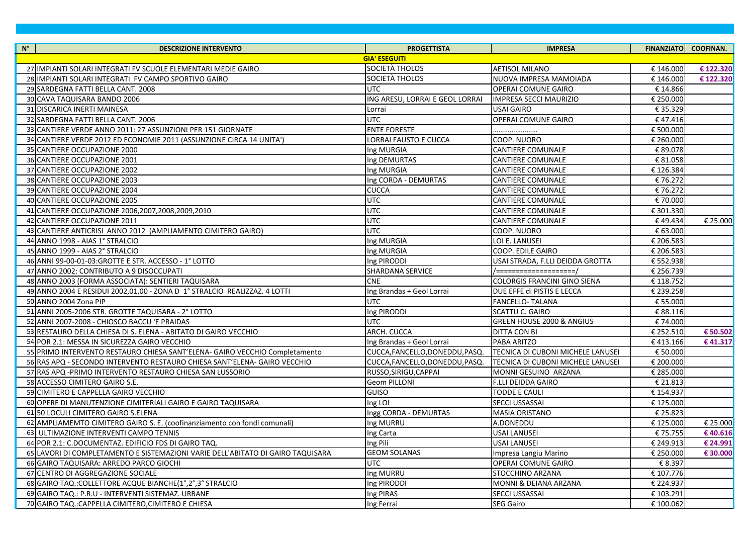| N° | DESCRIZIONE INTERVENTO | PROGETTISTA | IMPRESA | FINANZIATO | COOFINAN. |
|---|---|---|---|---|---|
| | | **GIA' ESEGUITI** | | | |
| 27 | IMPIANTI SOLARI INTEGRATI FV SCUOLE ELEMENTARI MEDIE GAIRO | SOCIETÀ THOLOS | AETISOL MILANO | € 146.000 | **€ 122.320** |
| 28 | IMPIANTI SOLARI INTEGRATI FV CAMPO SPORTIVO GAIRO | SOCIETÀ THOLOS | NUOVA IMPRESA MAMOIADA | € 146.000 | **€ 122.320** |
| 29 | SARDEGNA FATTI BELLA CANT. 2008 | UTC | OPERAI COMUNE GAIRO | € 14.866 | |
| 30 | CAVA TAQUISARA BANDO 2006 | ING ARESU, LORRAI E GEOL LORRAI | IMPRESA SECCI MAURIZIO | € 250.000 | |
| 31 | DISCARICA INERTI MAINESA | Lorrai | USAI GAIRO | € 35.329 | |
| 32 | SARDEGNA FATTI BELLA CANT. 2006 | UTC | OPERAI COMUNE GAIRO | € 47.416 | |
| 33 | CANTIERE VERDE ANNO 2011: 27 ASSUNZIONI PER 151 GIORNATE | ENTE FORESTE | ...................... | € 500.000 | |
| 34 | CANTIERE VERDE 2012 ED ECONOMIE 2011 (ASSUNZIONE CIRCA 14 UNITA') | LORRAI FAUSTO E CUCCA | COOP. NUORO | € 260.000 | |
| 35 | CANTIERE OCCUPAZIONE 2000 | Ing MURGIA | CANTIERE COMUNALE | € 89.078 | |
| 36 | CANTIERE OCCUPAZIONE 2001 | Ing DEMURTAS | CANTIERE COMUNALE | € 81.058 | |
| 37 | CANTIERE OCCUPAZIONE 2002 | Ing MURGIA | CANTIERE COMUNALE | € 126.384 | |
| 38 | CANTIERE OCCUPAZIONE 2003 | Ing CORDA - DEMURTAS | CANTIERE COMUNALE | € 76.272 | |
| 39 | CANTIERE OCCUPAZIONE 2004 | CUCCA | CANTIERE COMUNALE | € 76.272 | |
| 40 | CANTIERE OCCUPAZIONE 2005 | UTC | CANTIERE COMUNALE | € 70.000 | |
| 41 | CANTIERE OCCUPAZIONE 2006,2007,2008,2009,2010 | UTC | CANTIERE COMUNALE | € 301.330 | |
| 42 | CANTIERE OCCUPAZIONE 2011 | UTC | CANTIERE COMUNALE | € 49.434 | € 25.000 |
| 43 | CANTIERE ANTICRISI ANNO 2012 (AMPLIAMENTO CIMITERO GAIRO) | UTC | COOP. NUORO | € 63.000 | |
| 44 | ANNO 1998 - AIAS 1° STRALCIO | Ing MURGIA | LOI E. LANUSEI | € 206.583 | |
| 45 | ANNO 1999 - AIAS 2° STRALCIO | Ing MURGIA | COOP. EDILE GAIRO | € 206.583 | |
| 46 | ANNI 99-00-01-03:GROTTE E STR. ACCESSO - 1° LOTTO | Ing PIRODDI | USAI STRADA, F.LLI DEIDDA GROTTA | € 552.938 | |
| 47 | ANNO 2002: CONTRIBUTO A 9 DISOCCUPATI | SHARDANA SERVICE | /====================/ | € 256.739 | |
| 48 | ANNO 2003 (FORMA ASSOCIATA): SENTIERI TAQUISARA | CNE | COLORGIS FRANCINI GINO SIENA | € 118.752 | |
| 49 | ANNO 2004 E RESIDUI 2002,01,00 - ZONA D 1° STRALCIO REALIZZAZ. 4 LOTTI | Ing Brandas + Geol Lorrai | DUE EFFE di PISTIS E LECCA | € 239.258 | |
| 50 | ANNO 2004 Zona PIP | UTC | FANCELLO- TALANA | € 55.000 | |
| 51 | ANNI 2005-2006 STR. GROTTE TAQUISARA - 2° LOTTO | Ing PIRODDI | SCATTU C. GAIRO | € 88.116 | |
| 52 | ANNI 2007-2008 - CHIOSCO BACCU 'E PRAIDAS | UTC | GREEN HOUSE 2000 & ANGIUS | € 74.000 | |
| 53 | RESTAURO DELLA CHIESA DI S. ELENA - ABITATO DI GAIRO VECCHIO | ARCH. CUCCA | DITTA CON BI | € 252.510 | **€ 50.502** |
| 54 | POR 2.1: MESSA IN SICUREZZA GAIRO VECCHIO | Ing Brandas + Geol Lorrai | PABA ARITZO | € 413.166 | **€ 41.317** |
| 55 | PRIMO INTERVENTO RESTAURO CHIESA SANT'ELENA- GAIRO VECCHIO Completamento | CUCCA,FANCELLO,DONEDDU,PASQ. | TECNICA DI CUBONI MICHELE LANUSEI | € 50.000 | |
| 56 | RAS APQ - SECONDO INTERVENTO RESTAURO CHIESA SANT'ELENA- GAIRO VECCHIO | CUCCA,FANCELLO,DONEDDU,PASQ. | TECNICA DI CUBONI MICHELE LANUSEI | € 200.000 | |
| 57 | RAS APQ -PRIMO INTERVENTO RESTAURO CHIESA SAN LUSSORIO | RUSSO,SIRIGU,CAPPAI | MONNI GESUINO ARZANA | € 285.000 | |
| 58 | ACCESSO CIMITERO GAIRO S.E. | Geom PILLONI | F.LLI DEIDDA GAIRO | € 21.813 | |
| 59 | CIMITERO E CAPPELLA GAIRO VECCHIO | GUISO | TODDE E CAULI | € 154.937 | |
| 60 | OPERE DI MANUTENZIONE CIMITERIALI GAIRO E GAIRO TAQUISARA | Ing LOI | SECCI USSASSAI | € 125.000 | |
| 61 | 50 LOCULI CIMITERO GAIRO S.ELENA | Ingg CORDA - DEMURTAS | MASIA ORISTANO | € 25.823 | |
| 62 | AMPLIAMEMTO CIMITERO GAIRO S. E. (coofinanziamento con fondi comunali) | Ing MURRU | A.DONEDDU | € 125.000 | € 25.000 |
| 63 | ULTIMAZIONE INTERVENTI CAMPO TENNIS | Ing Carta | USAI LANUSEI | € 75.755 | **€ 40.616** |
| 64 | POR 2.1: C.DOCUMENTAZ. EDIFICIO FDS DI GAIRO TAQ. | Ing Pili | USAI LANUSEI | € 249.913 | **€ 24.991** |
| 65 | LAVORI DI COMPLETAMENTO E SISTEMAZIONI VARIE DELL'ABITATO DI GAIRO TAQUISARA | GEOM SOLANAS | Impresa Langiu Marino | € 250.000 | **€ 30.000** |
| 66 | GAIRO TAQUISARA: ARREDO PARCO GIOCHI | UTC | OPERAI COMUNE GAIRO | € 8.397 | |
| 67 | CENTRO DI AGGREGAZIONE SOCIALE | Ing MURRU | STOCCHINO ARZANA | € 107.776 | |
| 68 | GAIRO TAQ.:COLLETTORE ACQUE BIANCHE(1°,2°,3° STRALCIO | Ing PIRODDI | MONNI & DEIANA ARZANA | € 224.937 | |
| 69 | GAIRO TAQ.: P.R.U - INTERVENTI SISTEMAZ. URBANE | Ing PIRAS | SECCI USSASSAI | € 103.291 | |
| 70 | GAIRO TAQ.:CAPPELLA CIMITERO,CIMITERO E CHIESA | Ing Ferrai | SEG Gairo | € 100.062 | |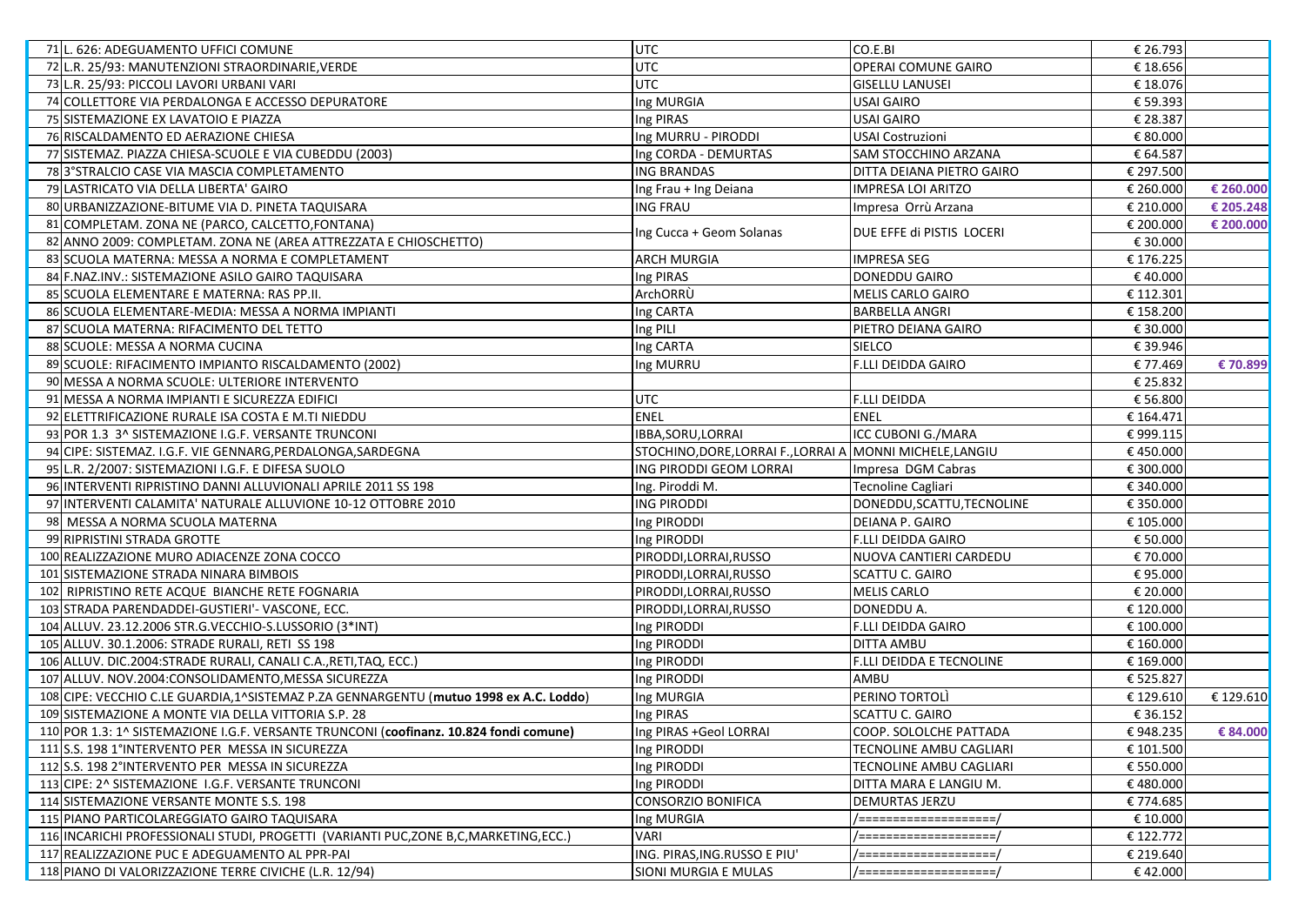| | | | | | |
|---|---|---|---|---|---|
| 71 | L. 626: ADEGUAMENTO UFFICI COMUNE | UTC | CO.E.BI | € 26.793 | |
| 72 | L.R. 25/93: MANUTENZIONI STRAORDINARIE,VERDE | UTC | OPERAI COMUNE GAIRO | € 18.656 | |
| 73 | L.R. 25/93: PICCOLI LAVORI URBANI VARI | UTC | GISELLU LANUSEI | € 18.076 | |
| 74 | COLLETTORE VIA PERDALONGA E ACCESSO DEPURATORE | Ing MURGIA | USAI GAIRO | € 59.393 | |
| 75 | SISTEMAZIONE EX LAVATOIO E PIAZZA | Ing PIRAS | USAI GAIRO | € 28.387 | |
| 76 | RISCALDAMENTO ED AERAZIONE CHIESA | Ing MURRU - PIRODDI | USAI Costruzioni | € 80.000 | |
| 77 | SISTEMAZ. PIAZZA CHIESA-SCUOLE E VIA CUBEDDU (2003) | Ing CORDA - DEMURTAS | SAM STOCCHINO ARZANA | € 64.587 | |
| 78 | 3°STRALCIO CASE VIA MASCIA COMPLETAMENTO | ING BRANDAS | DITTA DEIANA PIETRO GAIRO | € 297.500 | |
| 79 | LASTRICATO VIA DELLA LIBERTA' GAIRO | Ing Frau + Ing Deiana | IMPRESA LOI ARITZO | € 260.000 | **€ 260.000** |
| 80 | URBANIZZAZIONE-BITUME VIA D. PINETA TAQUISARA | ING FRAU | Impresa Orrù Arzana | € 210.000 | **€ 205.248** |
| 81 | COMPLETAM. ZONA NE (PARCO, CALCETTO,FONTANA) | Ing Cucca + Geom Solanas | DUE EFFE di PISTIS LOCERI | € 200.000 | **€ 200.000** |
| 82 | ANNO 2009: COMPLETAM. ZONA NE (AREA ATTREZZATA E CHIOSCHETTO) | | | € 30.000 | |
| 83 | SCUOLA MATERNA: MESSA A NORMA E COMPLETAMENT | ARCH MURGIA | IMPRESA SEG | € 176.225 | |
| 84 | F.NAZ.INV.: SISTEMAZIONE ASILO GAIRO TAQUISARA | Ing PIRAS | DONEDDU GAIRO | € 40.000 | |
| 85 | SCUOLA ELEMENTARE E MATERNA: RAS PP.II. | ArchORRÙ | MELIS CARLO GAIRO | € 112.301 | |
| 86 | SCUOLA ELEMENTARE-MEDIA: MESSA A NORMA IMPIANTI | Ing CARTA | BARBELLA ANGRI | € 158.200 | |
| 87 | SCUOLA MATERNA: RIFACIMENTO DEL TETTO | Ing PILI | PIETRO DEIANA GAIRO | € 30.000 | |
| 88 | SCUOLE: MESSA A NORMA CUCINA | Ing CARTA | SIELCO | € 39.946 | |
| 89 | SCUOLE: RIFACIMENTO IMPIANTO RISCALDAMENTO (2002) | Ing MURRU | F.LLI DEIDDA GAIRO | € 77.469 | **€ 70.899** |
| 90 | MESSA A NORMA SCUOLE: ULTERIORE INTERVENTO | | | € 25.832 | |
| 91 | MESSA A NORMA IMPIANTI E SICUREZZA EDIFICI | UTC | F.LLI DEIDDA | € 56.800 | |
| 92 | ELETTRIFICAZIONE RURALE ISA COSTA E M.TI NIEDDU | ENEL | ENEL | € 164.471 | |
| 93 | POR 1.3 3^ SISTEMAZIONE I.G.F. VERSANTE TRUNCONI | IBBA,SORU,LORRAI | ICC CUBONI G./MARA | € 999.115 | |
| 94 | CIPE: SISTEMAZ. I.G.F. VIE GENNARG,PERDALONGA,SARDEGNA | STOCHINO,DORE,LORRAI F.,LORRAI A | MONNI MICHELE,LANGIU | € 450.000 | |
| 95 | L.R. 2/2007: SISTEMAZIONI I.G.F. E DIFESA SUOLO | ING PIRODDI GEOM LORRAI | Impresa DGM Cabras | € 300.000 | |
| 96 | INTERVENTI RIPRISTINO DANNI ALLUVIONALI APRILE 2011 SS 198 | Ing. Piroddi M. | Tecnoline Cagliari | € 340.000 | |
| 97 | INTERVENTI CALAMITA' NATURALE ALLUVIONE 10-12 OTTOBRE 2010 | ING PIRODDI | DONEDDU,SCATTU,TECNOLINE | € 350.000 | |
| 98 | MESSA A NORMA SCUOLA MATERNA | Ing PIRODDI | DEIANA P. GAIRO | € 105.000 | |
| 99 | RIPRISTINI STRADA GROTTE | Ing PIRODDI | F.LLI DEIDDA GAIRO | € 50.000 | |
| 100 | REALIZZAZIONE MURO ADIACENZE ZONA COCCO | PIRODDI,LORRAI,RUSSO | NUOVA CANTIERI CARDEDU | € 70.000 | |
| 101 | SISTEMAZIONE STRADA NINARA BIMBOIS | PIRODDI,LORRAI,RUSSO | SCATTU C. GAIRO | € 95.000 | |
| 102 | RIPRISTINO RETE ACQUE BIANCHE RETE FOGNARIA | PIRODDI,LORRAI,RUSSO | MELIS CARLO | € 20.000 | |
| 103 | STRADA PARENDADDEI-GUSTIERI'- VASCONE, ECC. | PIRODDI,LORRAI,RUSSO | DONEDDU A. | € 120.000 | |
| 104 | ALLUV. 23.12.2006 STR.G.VECCHIO-S.LUSSORIO (3*INT) | Ing PIRODDI | F.LLI DEIDDA GAIRO | € 100.000 | |
| 105 | ALLUV. 30.1.2006: STRADE RURALI, RETI SS 198 | Ing PIRODDI | DITTA AMBU | € 160.000 | |
| 106 | ALLUV. DIC.2004:STRADE RURALI, CANALI C.A.,RETI,TAQ, ECC.) | Ing PIRODDI | F.LLI DEIDDA E TECNOLINE | € 169.000 | |
| 107 | ALLUV. NOV.2004:CONSOLIDAMENTO,MESSA SICUREZZA | Ing PIRODDI | AMBU | € 525.827 | |
| 108 | CIPE: VECCHIO C.LE GUARDIA,1^SISTEMAZ P.ZA GENNARGENTU (**mutuo 1998 ex A.C. Loddo**) | Ing MURGIA | PERINO TORTOLÌ | € 129.610 | € 129.610 |
| 109 | SISTEMAZIONE A MONTE VIA DELLA VITTORIA S.P. 28 | Ing PIRAS | SCATTU C. GAIRO | € 36.152 | |
| 110 | POR 1.3: 1^ SISTEMAZIONE I.G.F. VERSANTE TRUNCONI (**coofinanz. 10.824 fondi comune**) | Ing PIRAS +Geol LORRAI | COOP. SOLOLCHE PATTADA | € 948.235 | **€ 84.000** |
| 111 | S.S. 198 1°INTERVENTO PER MESSA IN SICUREZZA | Ing PIRODDI | TECNOLINE AMBU CAGLIARI | € 101.500 | |
| 112 | S.S. 198 2°INTERVENTO PER MESSA IN SICUREZZA | Ing PIRODDI | TECNOLINE AMBU CAGLIARI | € 550.000 | |
| 113 | CIPE: 2^ SISTEMAZIONE I.G.F. VERSANTE TRUNCONI | Ing PIRODDI | DITTA MARA E LANGIU M. | € 480.000 | |
| 114 | SISTEMAZIONE VERSANTE MONTE S.S. 198 | CONSORZIO BONIFICA | DEMURTAS JERZU | € 774.685 | |
| 115 | PIANO PARTICOLAREGGIATO GAIRO TAQUISARA | Ing MURGIA | /===================/ | € 10.000 | |
| 116 | INCARICHI PROFESSIONALI STUDI, PROGETTI (VARIANTI PUC,ZONE B,C,MARKETING,ECC.) | VARI | /===================/ | € 122.772 | |
| 117 | REALIZZAZIONE PUC E ADEGUAMENTO AL PPR-PAI | ING. PIRAS,ING.RUSSO E PIU' | /===================/ | € 219.640 | |
| 118 | PIANO DI VALORIZZAZIONE TERRE CIVICHE (L.R. 12/94) | SIONI MURGIA E MULAS | /===================/ | € 42.000 | |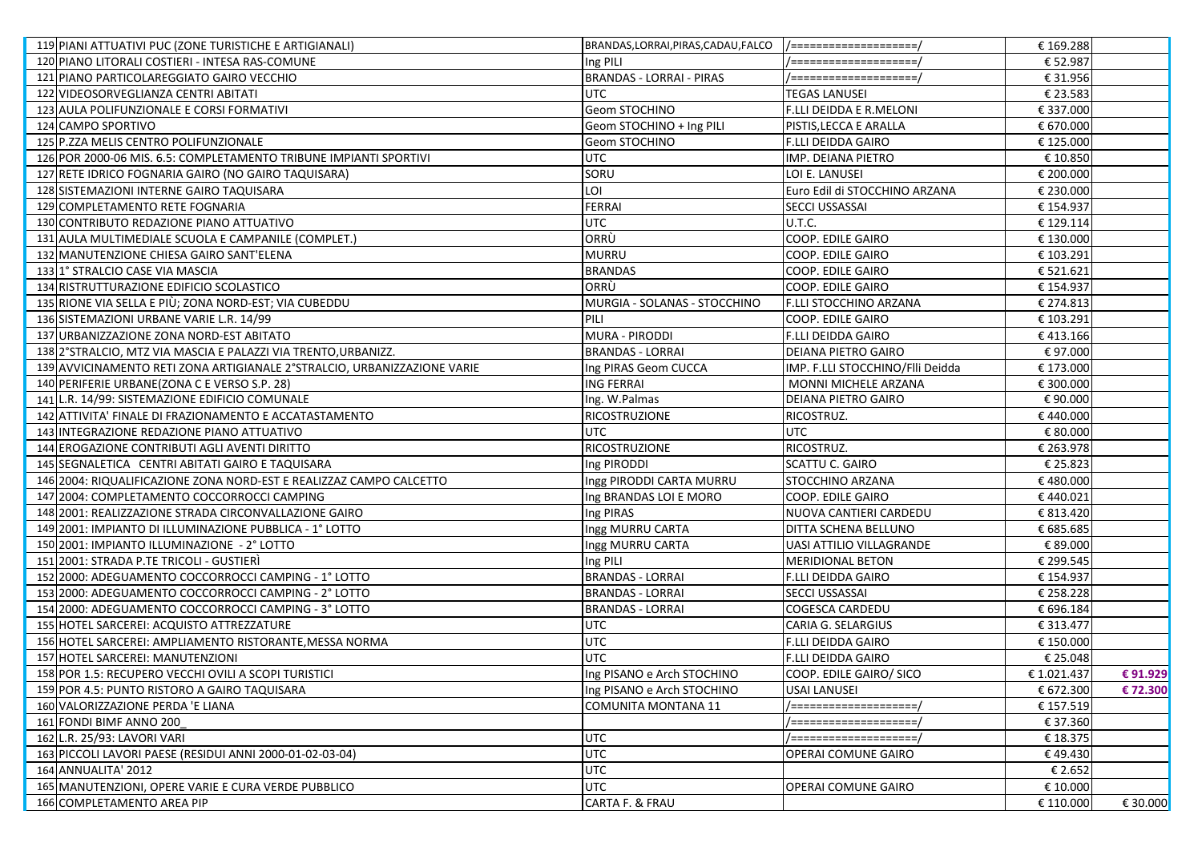| | | | | | |
|---|---|---|---|---|---|
| 119 | PIANI ATTUATIVI PUC (ZONE TURISTICHE E ARTIGIANALI) | BRANDAS,LORRAI,PIRAS,CADAU,FALCO | /====================/ | € 169.288 | |
| 120 | PIANO LITORALI COSTIERI - INTESA RAS-COMUNE | Ing PILI | /====================/ | € 52.987 | |
| 121 | PIANO PARTICOLAREGGIATO GAIRO VECCHIO | BRANDAS - LORRAI - PIRAS | /====================/ | € 31.956 | |
| 122 | VIDEOSORVEGLIANZA CENTRI ABITATI | UTC | TEGAS LANUSEI | € 23.583 | |
| 123 | AULA POLIFUNZIONALE E CORSI FORMATIVI | Geom STOCHINO | F.LLI DEIDDA E R.MELONI | € 337.000 | |
| 124 | CAMPO SPORTIVO | Geom STOCHINO + Ing PILI | PISTIS,LECCA E ARALLA | € 670.000 | |
| 125 | P.ZZA MELIS CENTRO POLIFUNZIONALE | Geom STOCHINO | F.LLI DEIDDA GAIRO | € 125.000 | |
| 126 | POR 2000-06 MIS. 6.5: COMPLETAMENTO TRIBUNE IMPIANTI SPORTIVI | UTC | IMP. DEIANA PIETRO | € 10.850 | |
| 127 | RETE IDRICO FOGNARIA GAIRO (NO GAIRO TAQUISARA) | SORU | LOI E. LANUSEI | € 200.000 | |
| 128 | SISTEMAZIONI INTERNE GAIRO TAQUISARA | LOI | Euro Edil di STOCCHINO ARZANA | € 230.000 | |
| 129 | COMPLETAMENTO RETE FOGNARIA | FERRAI | SECCI USSASSAI | € 154.937 | |
| 130 | CONTRIBUTO REDAZIONE PIANO ATTUATIVO | UTC | U.T.C. | € 129.114 | |
| 131 | AULA MULTIMEDIALE SCUOLA E CAMPANILE (COMPLET.) | ORRÙ | COOP. EDILE GAIRO | € 130.000 | |
| 132 | MANUTENZIONE CHIESA GAIRO SANT'ELENA | MURRU | COOP. EDILE GAIRO | € 103.291 | |
| 133 | 1° STRALCIO CASE VIA MASCIA | BRANDAS | COOP. EDILE GAIRO | € 521.621 | |
| 134 | RISTRUTTURAZIONE EDIFICIO SCOLASTICO | ORRÙ | COOP. EDILE GAIRO | € 154.937 | |
| 135 | RIONE VIA SELLA E PIÙ; ZONA NORD-EST; VIA CUBEDDU | MURGIA - SOLANAS - STOCCHINO | F.LLI STOCCHINO ARZANA | € 274.813 | |
| 136 | SISTEMAZIONI URBANE VARIE L.R. 14/99 | PILI | COOP. EDILE GAIRO | € 103.291 | |
| 137 | URBANIZZAZIONE ZONA NORD-EST ABITATO | MURA - PIRODDI | F.LLI DEIDDA GAIRO | € 413.166 | |
| 138 | 2°STRALCIO, MTZ VIA MASCIA E PALAZZI VIA TRENTO,URBANIZZ. | BRANDAS - LORRAI | DEIANA PIETRO GAIRO | € 97.000 | |
| 139 | AVVICINAMENTO RETI ZONA ARTIGIANALE 2°STRALCIO, URBANIZZAZIONE VARIE | Ing PIRAS Geom CUCCA | IMP. F.LLI STOCCHINO/Flli Deidda | € 173.000 | |
| 140 | PERIFERIE URBANE(ZONA C E VERSO S.P. 28) | ING FERRAI | MONNI MICHELE ARZANA | € 300.000 | |
| 141 | L.R. 14/99: SISTEMAZIONE EDIFICIO COMUNALE | Ing. W.Palmas | DEIANA PIETRO GAIRO | € 90.000 | |
| 142 | ATTIVITA' FINALE DI FRAZIONAMENTO E ACCATASTAMENTO | RICOSTRUZIONE | RICOSTRUZ. | € 440.000 | |
| 143 | INTEGRAZIONE REDAZIONE PIANO ATTUATIVO | UTC | UTC | € 80.000 | |
| 144 | EROGAZIONE CONTRIBUTI AGLI AVENTI DIRITTO | RICOSTRUZIONE | RICOSTRUZ. | € 263.978 | |
| 145 | SEGNALETICA CENTRI ABITATI GAIRO E TAQUISARA | Ing PIRODDI | SCATTU C. GAIRO | € 25.823 | |
| 146 | 2004: RIQUALIFICAZIONE ZONA NORD-EST E REALIZZAZ CAMPO CALCETTO | Ingg PIRODDI CARTA MURRU | STOCCHINO ARZANA | € 480.000 | |
| 147 | 2004: COMPLETAMENTO COCCORROCCI CAMPING | Ing BRANDAS LOI E MORO | COOP. EDILE GAIRO | € 440.021 | |
| 148 | 2001: REALIZZAZIONE STRADA CIRCONVALLAZIONE GAIRO | Ing PIRAS | NUOVA CANTIERI CARDEDU | € 813.420 | |
| 149 | 2001: IMPIANTO DI ILLUMINAZIONE PUBBLICA - 1° LOTTO | Ingg MURRU CARTA | DITTA SCHENA BELLUNO | € 685.685 | |
| 150 | 2001: IMPIANTO ILLUMINAZIONE - 2° LOTTO | Ingg MURRU CARTA | UASI ATTILIO VILLAGRANDE | € 89.000 | |
| 151 | 2001: STRADA P.TE TRICOLI - GUSTIERÌ | Ing PILI | MERIDIONAL BETON | € 299.545 | |
| 152 | 2000: ADEGUAMENTO COCCORROCCI CAMPING - 1° LOTTO | BRANDAS - LORRAI | F.LLI DEIDDA GAIRO | € 154.937 | |
| 153 | 2000: ADEGUAMENTO COCCORROCCI CAMPING - 2° LOTTO | BRANDAS - LORRAI | SECCI USSASSAI | € 258.228 | |
| 154 | 2000: ADEGUAMENTO COCCORROCCI CAMPING - 3° LOTTO | BRANDAS - LORRAI | COGESCA CARDEDU | € 696.184 | |
| 155 | HOTEL SARCEREI: ACQUISTO ATTREZZATURE | UTC | CARIA G. SELARGIUS | € 313.477 | |
| 156 | HOTEL SARCEREI: AMPLIAMENTO RISTORANTE,MESSA NORMA | UTC | F.LLI DEIDDA GAIRO | € 150.000 | |
| 157 | HOTEL SARCEREI: MANUTENZIONI | UTC | F.LLI DEIDDA GAIRO | € 25.048 | |
| 158 | POR 1.5: RECUPERO VECCHI OVILI A SCOPI TURISTICI | Ing PISANO e Arch STOCHINO | COOP. EDILE GAIRO/ SICO | € 1.021.437 | **€ 91.929** |
| 159 | POR 4.5: PUNTO RISTORO A GAIRO TAQUISARA | Ing PISANO e Arch STOCHINO | USAI LANUSEI | € 672.300 | **€ 72.300** |
| 160 | VALORIZZAZIONE PERDA 'E LIANA | COMUNITA MONTANA 11 | /====================/ | € 157.519 | |
| 161 | FONDI BIMF ANNO 200_ | | /====================/ | € 37.360 | |
| 162 | L.R. 25/93: LAVORI VARI | UTC | /====================/ | € 18.375 | |
| 163 | PICCOLI LAVORI PAESE (RESIDUI ANNI 2000-01-02-03-04) | UTC | OPERAI COMUNE GAIRO | € 49.430 | |
| 164 | ANNUALITA' 2012 | UTC | | € 2.652 | |
| 165 | MANUTENZIONI, OPERE VARIE E CURA VERDE PUBBLICO | UTC | OPERAI COMUNE GAIRO | € 10.000 | |
| 166 | COMPLETAMENTO AREA PIP | CARTA F. & FRAU | | € 110.000 | € 30.000 |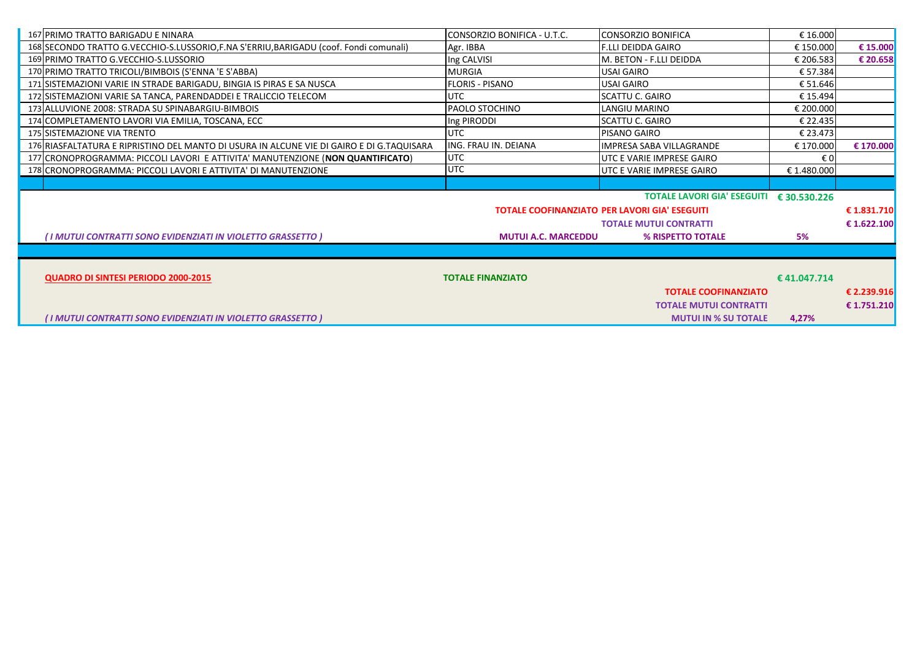| | | | | | |
|---|---|---|---|---|---|
| 167 | PRIMO TRATTO BARIGADU E NINARA | CONSORZIO BONIFICA - U.T.C. | CONSORZIO BONIFICA | € 16.000 | |
| 168 | SECONDO TRATTO G.VECCHIO-S.LUSSORIO,F.NA S'ERRIU,BARIGADU (coof. Fondi comunali) | Agr. IBBA | F.LLI DEIDDA GAIRO | € 150.000 | **€ 15.000** |
| 169 | PRIMO TRATTO G.VECCHIO-S.LUSSORIO | Ing CALVISI | M. BETON - F.LLI DEIDDA | € 206.583 | **€ 20.658** |
| 170 | PRIMO TRATTO TRICOLI/BIMBOIS (S'ENNA 'E S'ABBA) | MURGIA | USAI GAIRO | € 57.384 | |
| 171 | SISTEMAZIONI VARIE IN STRADE BARIGADU, BINGIA IS PIRAS E SA NUSCA | FLORIS - PISANO | USAI GAIRO | € 51.646 | |
| 172 | SISTEMAZIONI VARIE SA TANCA, PARENDADDEI E TRALICCIO TELECOM | UTC | SCATTU C. GAIRO | € 15.494 | |
| 173 | ALLUVIONE 2008: STRADA SU SPINABARGIU-BIMBOIS | PAOLO STOCHINO | LANGIU MARINO | € 200.000 | |
| 174 | COMPLETAMENTO LAVORI VIA EMILIA, TOSCANA, ECC | Ing PIRODDI | SCATTU C. GAIRO | € 22.435 | |
| 175 | SISTEMAZIONE VIA TRENTO | UTC | PISANO GAIRO | € 23.473 | |
| 176 | RIASFALTATURA E RIPRISTINO DEL MANTO DI USURA IN ALCUNE VIE DI GAIRO E DI G.TAQUISARA | ING. FRAU IN. DEIANA | IMPRESA SABA VILLAGRANDE | € 170.000 | **€ 170.000** |
| 177 | CRONOPROGRAMMA: PICCOLI LAVORI E ATTIVITA' MANUTENZIONE (**NON QUANTIFICATO**) | UTC | UTC E VARIE IMPRESE GAIRO | € 0 | |
| 178 | CRONOPROGRAMMA: PICCOLI LAVORI E ATTIVITA' DI MANUTENZIONE | UTC | UTC E VARIE IMPRESE GAIRO | € 1.480.000 | |
| | | | | | |
| | | | **TOTALE LAVORI GIA' ESEGUITI** | **€ 30.530.226** | |
| | | **TOTALE COOFINANZIATO PER LAVORI GIA' ESEGUITI** | | | **€ 1.831.710** |
| | | | **TOTALE MUTUI CONTRATTI** | | **€ 1.622.100** |
| | ***( I MUTUI CONTRATTI SONO EVIDENZIATI IN VIOLETTO GRASSETTO )*** | **MUTUI A.C. MARCEDDU** | **% RISPETTO TOTALE** | **5%** | |

| | | | | |
|---|---|---|---|---|
| **QUADRO DI SINTESI PERIODO 2000-2015** | **TOTALE FINANZIATO** | | **€ 41.047.714** | |
| | | **TOTALE COOFINANZIATO** | | **€ 2.239.916** |
| | | **TOTALE MUTUI CONTRATTI** | | **€ 1.751.210** |
| ***( I MUTUI CONTRATTI SONO EVIDENZIATI IN VIOLETTO GRASSETTO )*** | | **MUTUI IN % SU TOTALE** | **4,27%** | |